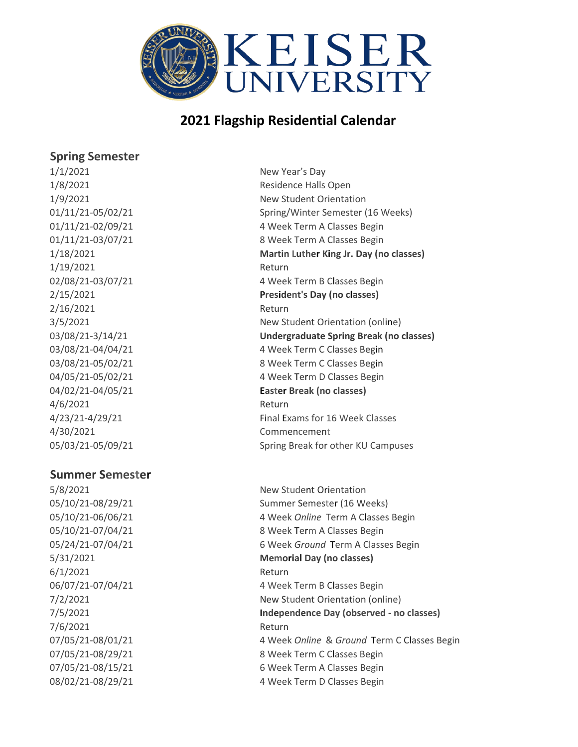# KEISER UNIVERSITY

## 2021 Flagship Residential Calendar

### Spring Semester

| | |
|---|---|
| 1/1/2021 | New Year's Day |
| 1/8/2021 | Residence Halls Open |
| 1/9/2021 | New Student Orientation |
| 01/11/21-05/02/21 | Spring/Winter Semester (16 Weeks) |
| 01/11/21-02/09/21 | 4 Week Term A Classes Begin |
| 01/11/21-03/07/21 | 8 Week Term A Classes Begin |
| 1/18/2021 | **Martin Luther King Jr. Day (no classes)** |
| 1/19/2021 | Return |
| 02/08/21-03/07/21 | 4 Week Term B Classes Begin |
| 2/15/2021 | **President's Day (no classes)** |
| 2/16/2021 | Return |
| 3/5/2021 | New Student Orientation (online) |
| 03/08/21-3/14/21 | **Undergraduate Spring Break (no classes)** |
| 03/08/21-04/04/21 | 4 Week Term C Classes Begin |
| 03/08/21-05/02/21 | 8 Week Term C Classes Begin |
| 04/05/21-05/02/21 | 4 Week Term D Classes Begin |
| 04/02/21-04/05/21 | **Easter Break (no classes)** |
| 4/6/2021 | Return |
| 4/23/21-4/29/21 | Final Exams for 16 Week Classes |
| 4/30/2021 | Commencement |
| 05/03/21-05/09/21 | Spring Break for other KU Campuses |

### Summer Semester

| | |
|---|---|
| 5/8/2021 | New Student Orientation |
| 05/10/21-08/29/21 | Summer Semester (16 Weeks) |
| 05/10/21-06/06/21 | 4 Week *Online* Term A Classes Begin |
| 05/10/21-07/04/21 | 8 Week Term A Classes Begin |
| 05/24/21-07/04/21 | 6 Week *Ground* Term A Classes Begin |
| 5/31/2021 | **Memorial Day (no classes)** |
| 6/1/2021 | Return |
| 06/07/21-07/04/21 | 4 Week Term B Classes Begin |
| 7/2/2021 | New Student Orientation (online) |
| 7/5/2021 | **Independence Day (observed - no classes)** |
| 7/6/2021 | Return |
| 07/05/21-08/01/21 | 4 Week *Online* & *Ground* Term C Classes Begin |
| 07/05/21-08/29/21 | 8 Week Term C Classes Begin |
| 07/05/21-08/15/21 | 6 Week Term A Classes Begin |
| 08/02/21-08/29/21 | 4 Week Term D Classes Begin |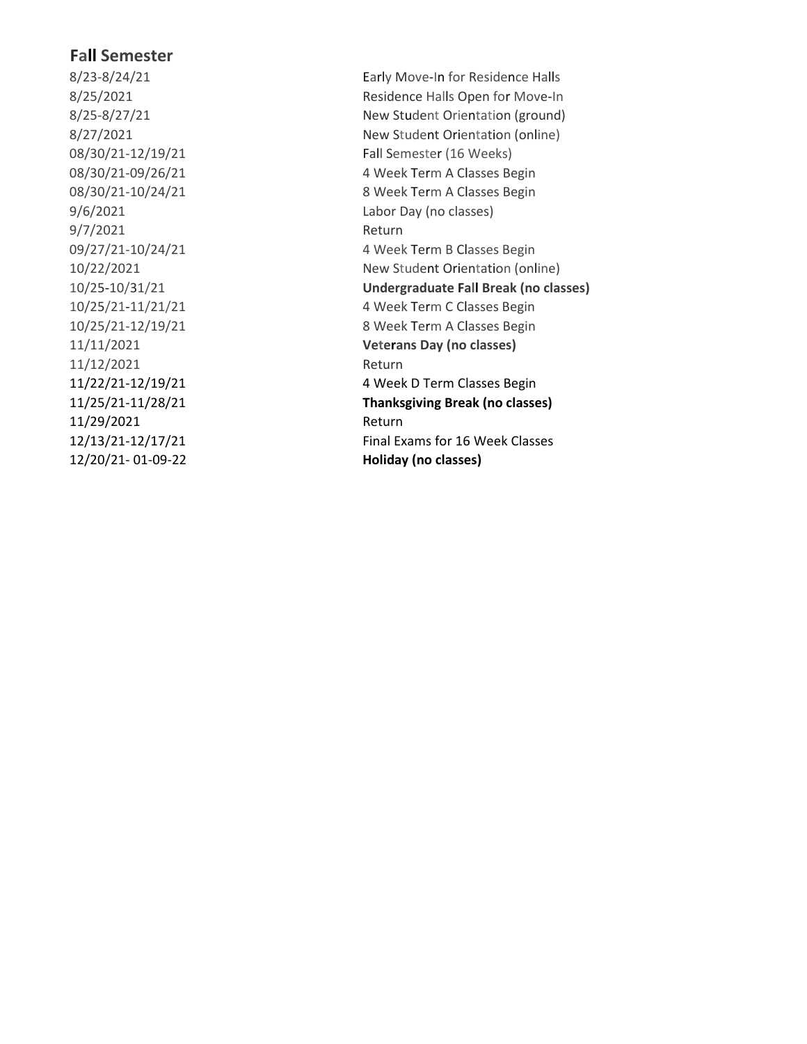## Fall Semester

| | |
|---|---|
| 8/23-8/24/21 | Early Move-In for Residence Halls |
| 8/25/2021 | Residence Halls Open for Move-In |
| 8/25-8/27/21 | New Student Orientation (ground) |
| 8/27/2021 | New Student Orientation (online) |
| 08/30/21-12/19/21 | Fall Semester (16 Weeks) |
| 08/30/21-09/26/21 | 4 Week Term A Classes Begin |
| 08/30/21-10/24/21 | 8 Week Term A Classes Begin |
| 9/6/2021 | Labor Day (no classes) |
| 9/7/2021 | Return |
| 09/27/21-10/24/21 | 4 Week Term B Classes Begin |
| 10/22/2021 | New Student Orientation (online) |
| 10/25-10/31/21 | **Undergraduate Fall Break (no classes)** |
| 10/25/21-11/21/21 | 4 Week Term C Classes Begin |
| 10/25/21-12/19/21 | 8 Week Term A Classes Begin |
| 11/11/2021 | **Veterans Day (no classes)** |
| 11/12/2021 | Return |
| 11/22/21-12/19/21 | 4 Week D Term Classes Begin |
| 11/25/21-11/28/21 | **Thanksgiving Break (no classes)** |
| 11/29/2021 | Return |
| 12/13/21-12/17/21 | Final Exams for 16 Week Classes |
| 12/20/21- 01-09-22 | **Holiday (no classes)** |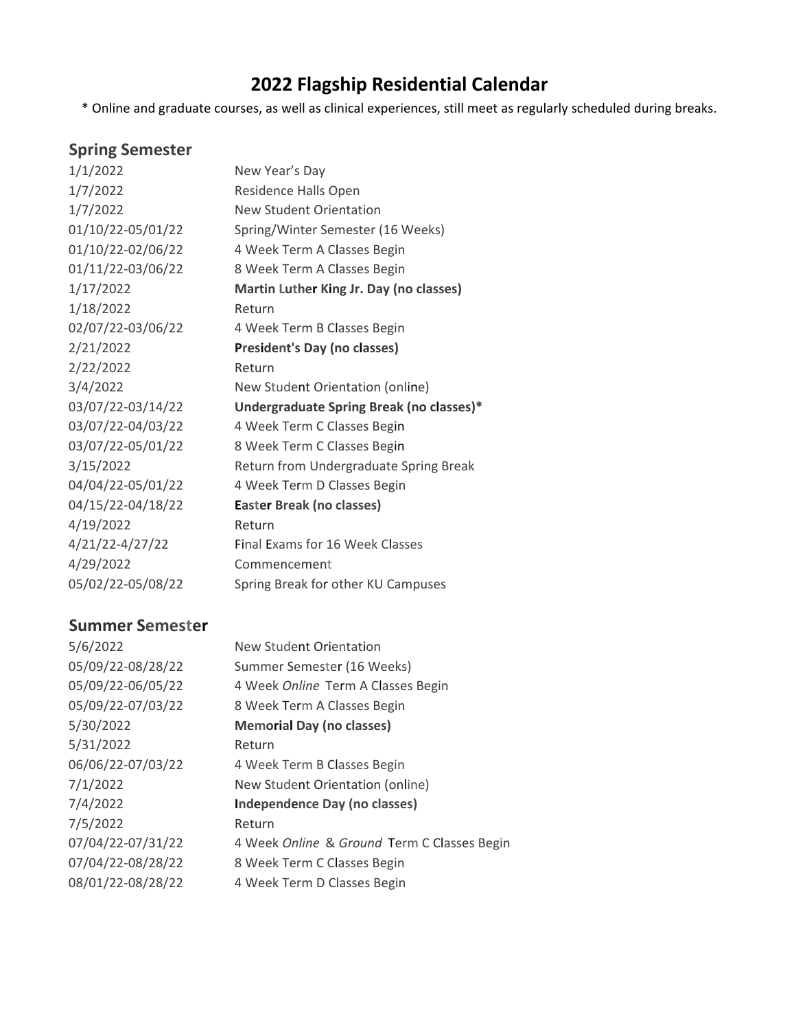# 2022 Flagship Residential Calendar

\* Online and graduate courses, as well as clinical experiences, still meet as regularly scheduled during breaks.

## Spring Semester

| | |
|---|---|
| 1/1/2022 | New Year's Day |
| 1/7/2022 | Residence Halls Open |
| 1/7/2022 | New Student Orientation |
| 01/10/22-05/01/22 | Spring/Winter Semester (16 Weeks) |
| 01/10/22-02/06/22 | 4 Week Term A Classes Begin |
| 01/11/22-03/06/22 | 8 Week Term A Classes Begin |
| 1/17/2022 | **Martin Luther King Jr. Day (no classes)** |
| 1/18/2022 | Return |
| 02/07/22-03/06/22 | 4 Week Term B Classes Begin |
| 2/21/2022 | **President's Day (no classes)** |
| 2/22/2022 | Return |
| 3/4/2022 | New Student Orientation (online) |
| 03/07/22-03/14/22 | **Undergraduate Spring Break (no classes)\*** |
| 03/07/22-04/03/22 | 4 Week Term C Classes Begin |
| 03/07/22-05/01/22 | 8 Week Term C Classes Begin |
| 3/15/2022 | Return from Undergraduate Spring Break |
| 04/04/22-05/01/22 | 4 Week Term D Classes Begin |
| 04/15/22-04/18/22 | **Easter Break (no classes)** |
| 4/19/2022 | Return |
| 4/21/22-4/27/22 | Final Exams for 16 Week Classes |
| 4/29/2022 | Commencement |
| 05/02/22-05/08/22 | Spring Break for other KU Campuses |

## Summer Semester

| | |
|---|---|
| 5/6/2022 | New Student Orientation |
| 05/09/22-08/28/22 | Summer Semester (16 Weeks) |
| 05/09/22-06/05/22 | 4 Week *Online* Term A Classes Begin |
| 05/09/22-07/03/22 | 8 Week Term A Classes Begin |
| 5/30/2022 | **Memorial Day (no classes)** |
| 5/31/2022 | Return |
| 06/06/22-07/03/22 | 4 Week Term B Classes Begin |
| 7/1/2022 | New Student Orientation (online) |
| 7/4/2022 | **Independence Day (no classes)** |
| 7/5/2022 | Return |
| 07/04/22-07/31/22 | 4 Week *Online* & *Ground* Term C Classes Begin |
| 07/04/22-08/28/22 | 8 Week Term C Classes Begin |
| 08/01/22-08/28/22 | 4 Week Term D Classes Begin |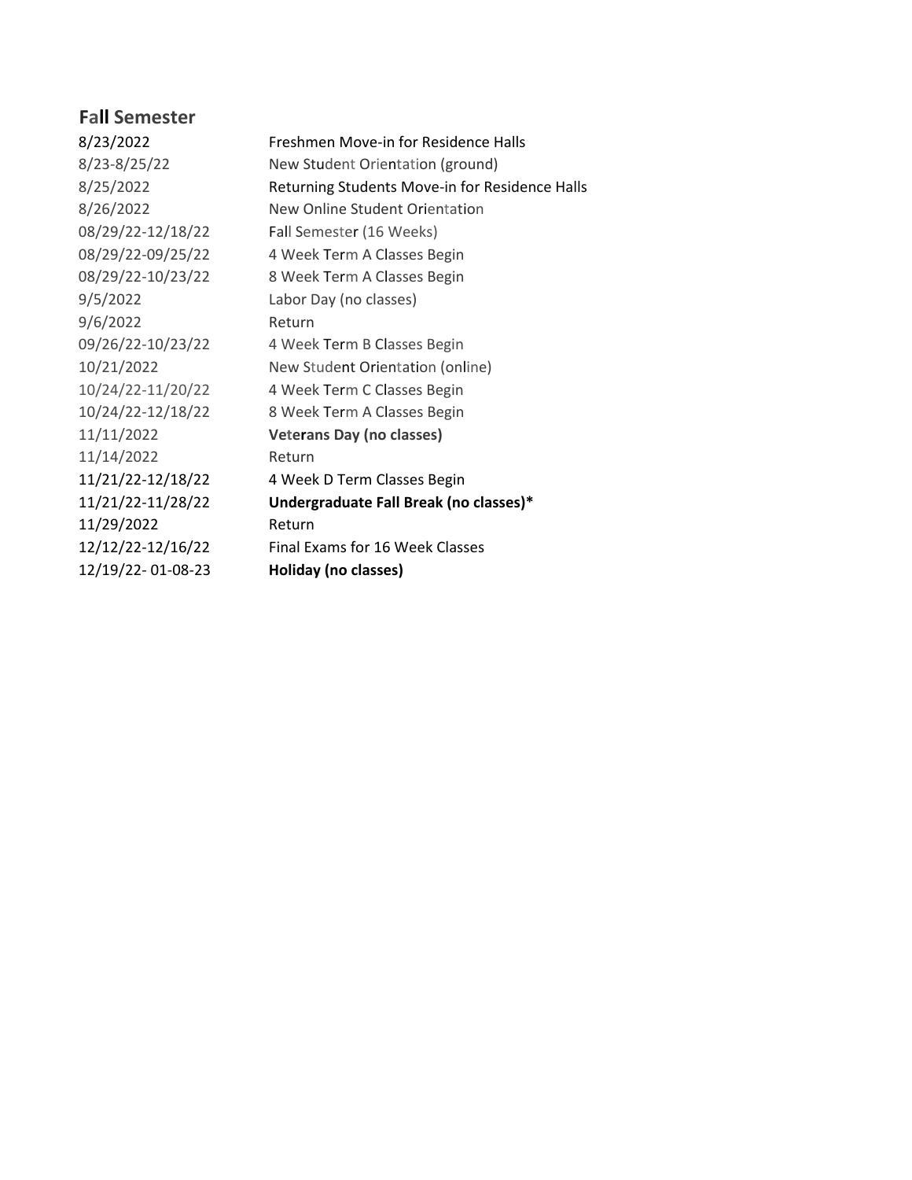## Fall Semester

| | |
|---|---|
| 8/23/2022 | Freshmen Move-in for Residence Halls |
| 8/23-8/25/22 | New Student Orientation (ground) |
| 8/25/2022 | Returning Students Move-in for Residence Halls |
| 8/26/2022 | New Online Student Orientation |
| 08/29/22-12/18/22 | Fall Semester (16 Weeks) |
| 08/29/22-09/25/22 | 4 Week Term A Classes Begin |
| 08/29/22-10/23/22 | 8 Week Term A Classes Begin |
| 9/5/2022 | Labor Day (no classes) |
| 9/6/2022 | Return |
| 09/26/22-10/23/22 | 4 Week Term B Classes Begin |
| 10/21/2022 | New Student Orientation (online) |
| 10/24/22-11/20/22 | 4 Week Term C Classes Begin |
| 10/24/22-12/18/22 | 8 Week Term A Classes Begin |
| 11/11/2022 | **Veterans Day (no classes)** |
| 11/14/2022 | Return |
| 11/21/22-12/18/22 | 4 Week D Term Classes Begin |
| 11/21/22-11/28/22 | **Undergraduate Fall Break (no classes)*** |
| 11/29/2022 | Return |
| 12/12/22-12/16/22 | Final Exams for 16 Week Classes |
| 12/19/22- 01-08-23 | **Holiday (no classes)** |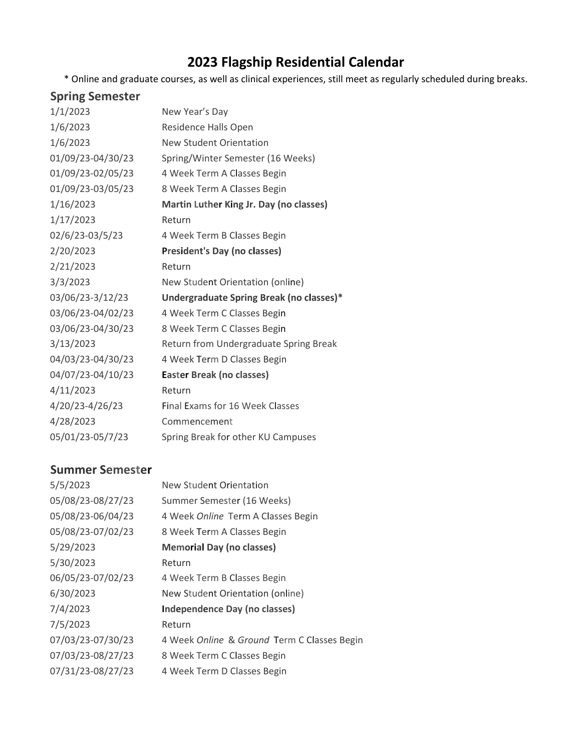# 2023 Flagship Residential Calendar

* Online and graduate courses, as well as clinical experiences, still meet as regularly scheduled during breaks.

## Spring Semester

| | |
|---|---|
| 1/1/2023 | New Year's Day |
| 1/6/2023 | Residence Halls Open |
| 1/6/2023 | New Student Orientation |
| 01/09/23-04/30/23 | Spring/Winter Semester (16 Weeks) |
| 01/09/23-02/05/23 | 4 Week Term A Classes Begin |
| 01/09/23-03/05/23 | 8 Week Term A Classes Begin |
| 1/16/2023 | **Martin Luther King Jr. Day (no classes)** |
| 1/17/2023 | Return |
| 02/6/23-03/5/23 | 4 Week Term B Classes Begin |
| 2/20/2023 | **President's Day (no classes)** |
| 2/21/2023 | Return |
| 3/3/2023 | New Student Orientation (online) |
| 03/06/23-3/12/23 | **Undergraduate Spring Break (no classes)*** |
| 03/06/23-04/02/23 | 4 Week Term C Classes Begin |
| 03/06/23-04/30/23 | 8 Week Term C Classes Begin |
| 3/13/2023 | Return from Undergraduate Spring Break |
| 04/03/23-04/30/23 | 4 Week Term D Classes Begin |
| 04/07/23-04/10/23 | **Easter Break (no classes)** |
| 4/11/2023 | Return |
| 4/20/23-4/26/23 | Final Exams for 16 Week Classes |
| 4/28/2023 | Commencement |
| 05/01/23-05/7/23 | Spring Break for other KU Campuses |

## Summer Semester

| | |
|---|---|
| 5/5/2023 | New Student Orientation |
| 05/08/23-08/27/23 | Summer Semester (16 Weeks) |
| 05/08/23-06/04/23 | 4 Week *Online* Term A Classes Begin |
| 05/08/23-07/02/23 | 8 Week Term A Classes Begin |
| 5/29/2023 | **Memorial Day (no classes)** |
| 5/30/2023 | Return |
| 06/05/23-07/02/23 | 4 Week Term B Classes Begin |
| 6/30/2023 | New Student Orientation (online) |
| 7/4/2023 | **Independence Day (no classes)** |
| 7/5/2023 | Return |
| 07/03/23-07/30/23 | 4 Week *Online* & *Ground* Term C Classes Begin |
| 07/03/23-08/27/23 | 8 Week Term C Classes Begin |
| 07/31/23-08/27/23 | 4 Week Term D Classes Begin |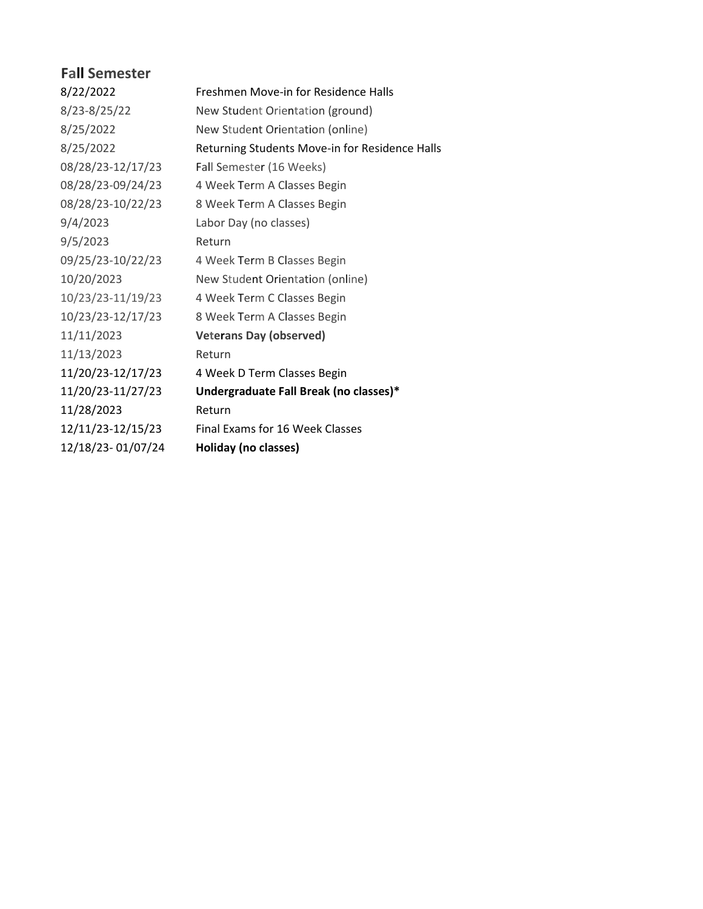## Fall Semester

| | |
|---|---|
| 8/22/2022 | Freshmen Move-in for Residence Halls |
| 8/23-8/25/22 | New Student Orientation (ground) |
| 8/25/2022 | New Student Orientation (online) |
| 8/25/2022 | Returning Students Move-in for Residence Halls |
| 08/28/23-12/17/23 | Fall Semester (16 Weeks) |
| 08/28/23-09/24/23 | 4 Week Term A Classes Begin |
| 08/28/23-10/22/23 | 8 Week Term A Classes Begin |
| 9/4/2023 | Labor Day (no classes) |
| 9/5/2023 | Return |
| 09/25/23-10/22/23 | 4 Week Term B Classes Begin |
| 10/20/2023 | New Student Orientation (online) |
| 10/23/23-11/19/23 | 4 Week Term C Classes Begin |
| 10/23/23-12/17/23 | 8 Week Term A Classes Begin |
| 11/11/2023 | **Veterans Day (observed)** |
| 11/13/2023 | Return |
| 11/20/23-12/17/23 | 4 Week D Term Classes Begin |
| 11/20/23-11/27/23 | **Undergraduate Fall Break (no classes)*** |
| 11/28/2023 | Return |
| 12/11/23-12/15/23 | Final Exams for 16 Week Classes |
| 12/18/23- 01/07/24 | **Holiday (no classes)** |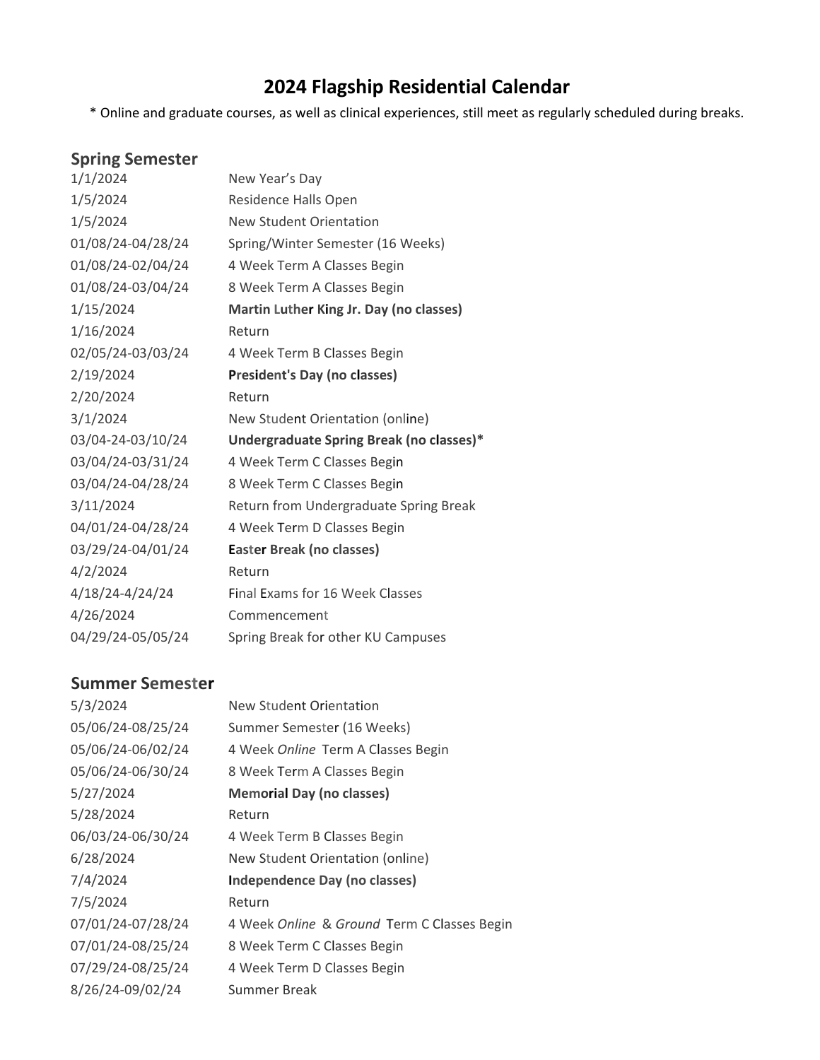# 2024 Flagship Residential Calendar

* Online and graduate courses, as well as clinical experiences, still meet as regularly scheduled during breaks.

## Spring Semester

| | |
|---|---|
| 1/1/2024 | New Year's Day |
| 1/5/2024 | Residence Halls Open |
| 1/5/2024 | New Student Orientation |
| 01/08/24-04/28/24 | Spring/Winter Semester (16 Weeks) |
| 01/08/24-02/04/24 | 4 Week Term A Classes Begin |
| 01/08/24-03/04/24 | 8 Week Term A Classes Begin |
| 1/15/2024 | **Martin Luther King Jr. Day (no classes)** |
| 1/16/2024 | Return |
| 02/05/24-03/03/24 | 4 Week Term B Classes Begin |
| 2/19/2024 | **President's Day (no classes)** |
| 2/20/2024 | Return |
| 3/1/2024 | New Student Orientation (online) |
| 03/04-24-03/10/24 | **Undergraduate Spring Break (no classes)*** |
| 03/04/24-03/31/24 | 4 Week Term C Classes Begin |
| 03/04/24-04/28/24 | 8 Week Term C Classes Begin |
| 3/11/2024 | Return from Undergraduate Spring Break |
| 04/01/24-04/28/24 | 4 Week Term D Classes Begin |
| 03/29/24-04/01/24 | **Easter Break (no classes)** |
| 4/2/2024 | Return |
| 4/18/24-4/24/24 | Final Exams for 16 Week Classes |
| 4/26/2024 | Commencement |
| 04/29/24-05/05/24 | Spring Break for other KU Campuses |

## Summer Semester

| | |
|---|---|
| 5/3/2024 | New Student Orientation |
| 05/06/24-08/25/24 | Summer Semester (16 Weeks) |
| 05/06/24-06/02/24 | 4 Week *Online* Term A Classes Begin |
| 05/06/24-06/30/24 | 8 Week Term A Classes Begin |
| 5/27/2024 | **Memorial Day (no classes)** |
| 5/28/2024 | Return |
| 06/03/24-06/30/24 | 4 Week Term B Classes Begin |
| 6/28/2024 | New Student Orientation (online) |
| 7/4/2024 | **Independence Day (no classes)** |
| 7/5/2024 | Return |
| 07/01/24-07/28/24 | 4 Week *Online* & *Ground* Term C Classes Begin |
| 07/01/24-08/25/24 | 8 Week Term C Classes Begin |
| 07/29/24-08/25/24 | 4 Week Term D Classes Begin |
| 8/26/24-09/02/24 | Summer Break |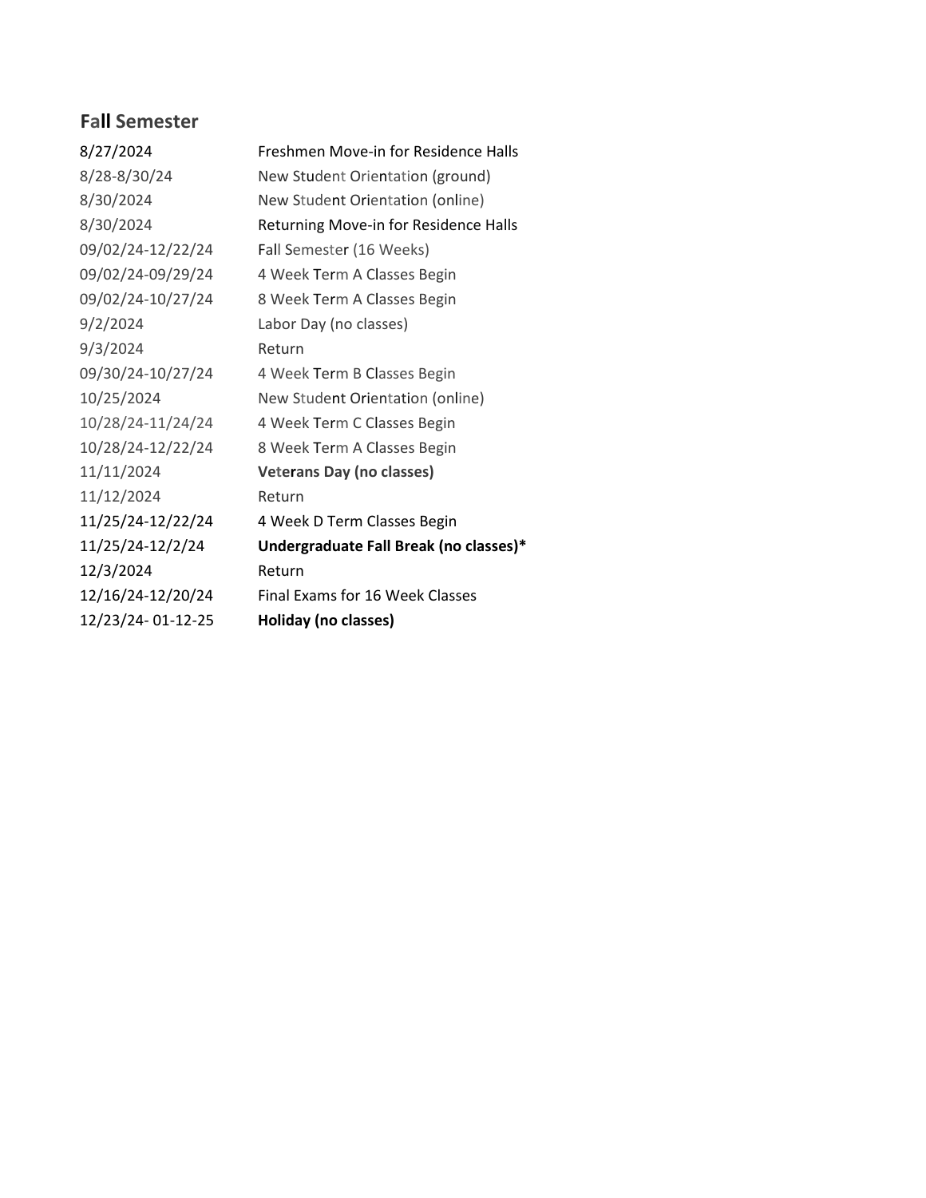## Fall Semester

| | |
|---|---|
| 8/27/2024 | Freshmen Move-in for Residence Halls |
| 8/28-8/30/24 | New Student Orientation (ground) |
| 8/30/2024 | New Student Orientation (online) |
| 8/30/2024 | Returning Move-in for Residence Halls |
| 09/02/24-12/22/24 | Fall Semester (16 Weeks) |
| 09/02/24-09/29/24 | 4 Week Term A Classes Begin |
| 09/02/24-10/27/24 | 8 Week Term A Classes Begin |
| 9/2/2024 | Labor Day (no classes) |
| 9/3/2024 | Return |
| 09/30/24-10/27/24 | 4 Week Term B Classes Begin |
| 10/25/2024 | New Student Orientation (online) |
| 10/28/24-11/24/24 | 4 Week Term C Classes Begin |
| 10/28/24-12/22/24 | 8 Week Term A Classes Begin |
| 11/11/2024 | **Veterans Day (no classes)** |
| 11/12/2024 | Return |
| 11/25/24-12/22/24 | 4 Week D Term Classes Begin |
| 11/25/24-12/2/24 | **Undergraduate Fall Break (no classes)*** |
| 12/3/2024 | Return |
| 12/16/24-12/20/24 | Final Exams for 16 Week Classes |
| 12/23/24- 01-12-25 | **Holiday (no classes)** |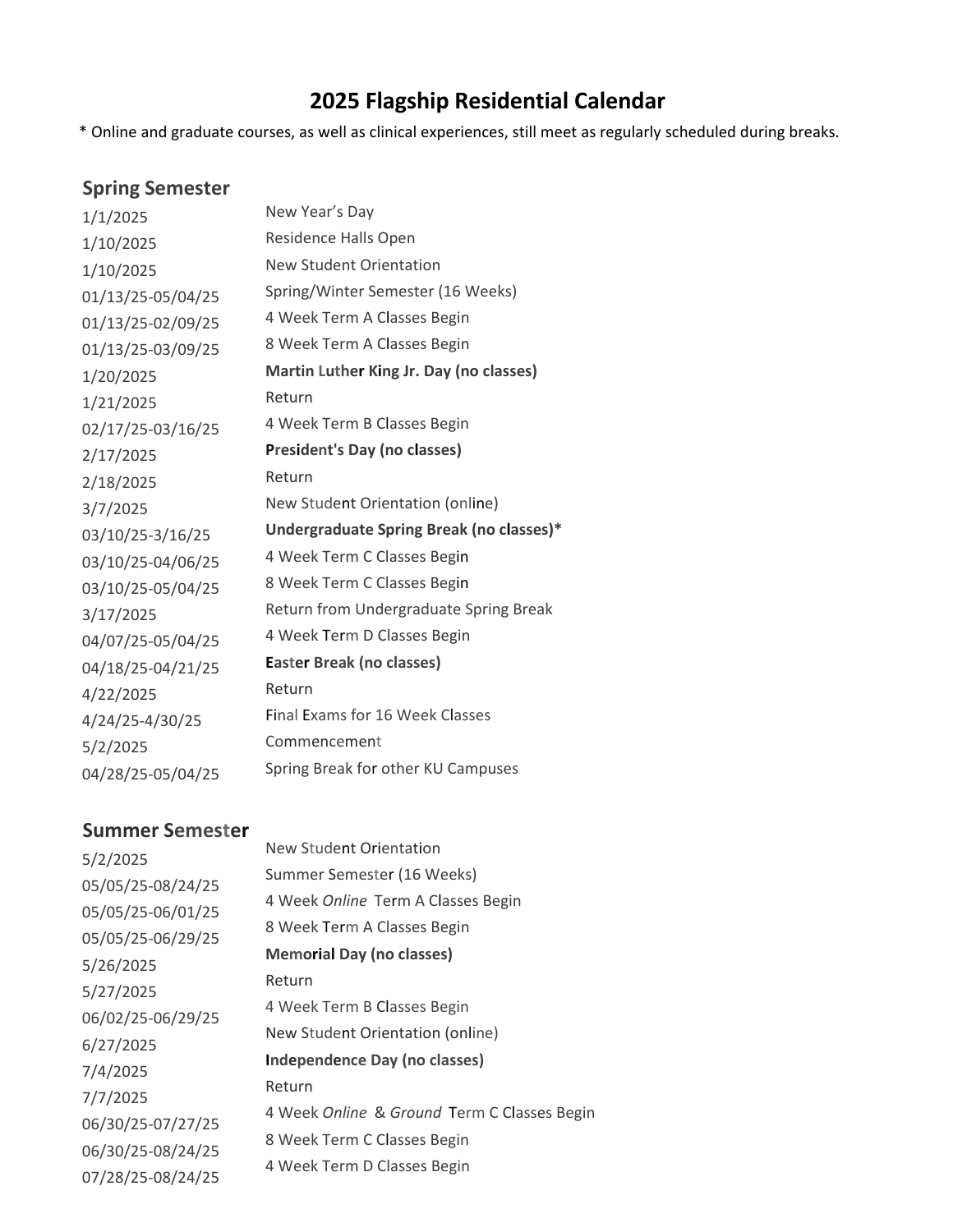# 2025 Flagship Residential Calendar

* Online and graduate courses, as well as clinical experiences, still meet as regularly scheduled during breaks.

## Spring Semester

| Date | Event |
|---|---|
| 1/1/2025 | New Year's Day |
| 1/10/2025 | Residence Halls Open |
| 1/10/2025 | New Student Orientation |
| 01/13/25-05/04/25 | Spring/Winter Semester (16 Weeks) |
| 01/13/25-02/09/25 | 4 Week Term A Classes Begin |
| 01/13/25-03/09/25 | 8 Week Term A Classes Begin |
| 1/20/2025 | **Martin Luther King Jr. Day (no classes)** |
| 1/21/2025 | Return |
| 02/17/25-03/16/25 | 4 Week Term B Classes Begin |
| 2/17/2025 | **President's Day (no classes)** |
| 2/18/2025 | Return |
| 3/7/2025 | New Student Orientation (online) |
| 03/10/25-3/16/25 | **Undergraduate Spring Break (no classes)*** |
| 03/10/25-04/06/25 | 4 Week Term C Classes Begin |
| 03/10/25-05/04/25 | 8 Week Term C Classes Begin |
| 3/17/2025 | Return from Undergraduate Spring Break |
| 04/07/25-05/04/25 | 4 Week Term D Classes Begin |
| 04/18/25-04/21/25 | **Easter Break (no classes)** |
| 4/22/2025 | Return |
| 4/24/25-4/30/25 | Final Exams for 16 Week Classes |
| 5/2/2025 | Commencement |
| 04/28/25-05/04/25 | Spring Break for other KU Campuses |

## Summer Semester

| Date | Event |
|---|---|
| 5/2/2025 | New Student Orientation |
| 05/05/25-08/24/25 | Summer Semester (16 Weeks) |
| 05/05/25-06/01/25 | 4 Week *Online* Term A Classes Begin |
| 05/05/25-06/29/25 | 8 Week Term A Classes Begin |
| 5/26/2025 | **Memorial Day (no classes)** |
| 5/27/2025 | Return |
| 06/02/25-06/29/25 | 4 Week Term B Classes Begin |
| 6/27/2025 | New Student Orientation (online) |
| 7/4/2025 | **Independence Day (no classes)** |
| 7/7/2025 | Return |
| 06/30/25-07/27/25 | 4 Week *Online* & *Ground* Term C Classes Begin |
| 06/30/25-08/24/25 | 8 Week Term C Classes Begin |
| 07/28/25-08/24/25 | 4 Week Term D Classes Begin |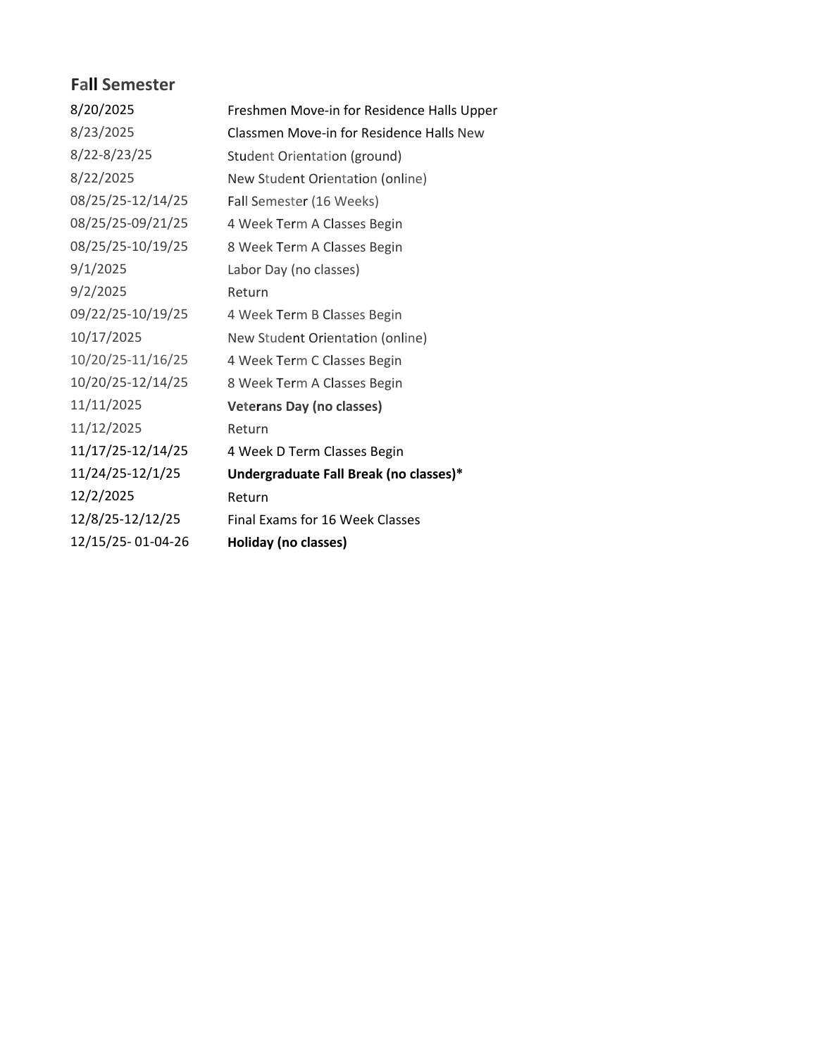## Fall Semester

| | |
|---|---|
| 8/20/2025 | Freshmen Move-in for Residence Halls Upper |
| 8/23/2025 | Classmen Move-in for Residence Halls New |
| 8/22-8/23/25 | Student Orientation (ground) |
| 8/22/2025 | New Student Orientation (online) |
| 08/25/25-12/14/25 | Fall Semester (16 Weeks) |
| 08/25/25-09/21/25 | 4 Week Term A Classes Begin |
| 08/25/25-10/19/25 | 8 Week Term A Classes Begin |
| 9/1/2025 | Labor Day (no classes) |
| 9/2/2025 | Return |
| 09/22/25-10/19/25 | 4 Week Term B Classes Begin |
| 10/17/2025 | New Student Orientation (online) |
| 10/20/25-11/16/25 | 4 Week Term C Classes Begin |
| 10/20/25-12/14/25 | 8 Week Term A Classes Begin |
| 11/11/2025 | **Veterans Day (no classes)** |
| 11/12/2025 | Return |
| 11/17/25-12/14/25 | 4 Week D Term Classes Begin |
| 11/24/25-12/1/25 | **Undergraduate Fall Break (no classes)*** |
| 12/2/2025 | Return |
| 12/8/25-12/12/25 | Final Exams for 16 Week Classes |
| 12/15/25- 01-04-26 | **Holiday (no classes)** |